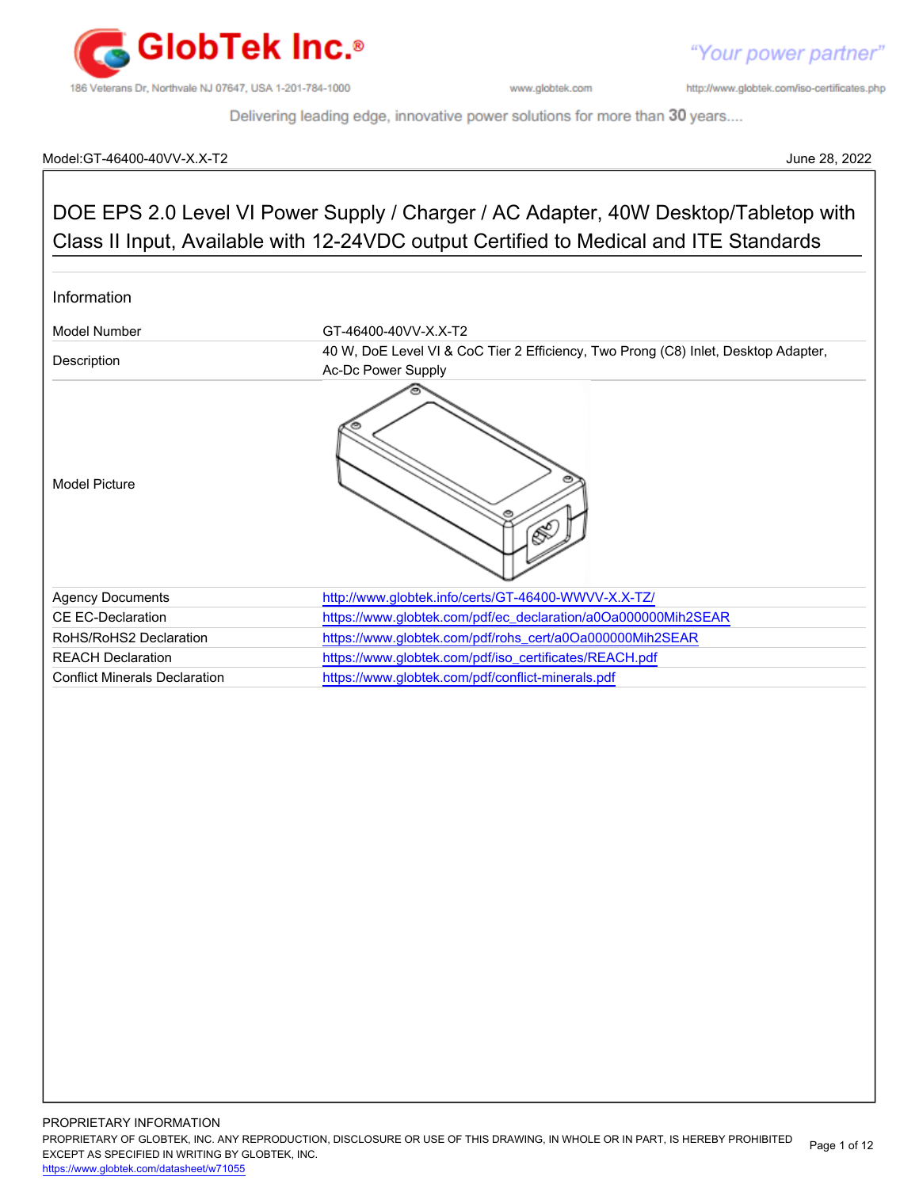Model:GT-46400-40VV-X.X-T2 June 28, 2022

# DOE EPS 2.0 Level VI Power Supply / Charger / AC Adapter, 40W Desktop/Tabletop with Class II Input, Available with 12-24VDC output Certified to Medical and ITE Standards

## Information

| | |
|---|---|
| Model Number | GT-46400-40VV-X.X-T2 |
| Description | 40 W, DoE Level VI & CoC Tier 2 Efficiency, Two Prong (C8) Inlet, Desktop Adapter, Ac-Dc Power Supply |
| Model Picture | |
| Agency Documents | http://www.globtek.info/certs/GT-46400-WWVV-X.X-TZ/ |
| CE EC-Declaration | https://www.globtek.com/pdf/ec_declaration/a0Oa000000Mih2SEAR |
| RoHS/RoHS2 Declaration | https://www.globtek.com/pdf/rohs_cert/a0Oa000000Mih2SEAR |
| REACH Declaration | https://www.globtek.com/pdf/iso_certificates/REACH.pdf |
| Conflict Minerals Declaration | https://www.globtek.com/pdf/conflict-minerals.pdf |

PROPRIETARY INFORMATION
PROPRIETARY OF GLOBTEK, INC. ANY REPRODUCTION, DISCLOSURE OR USE OF THIS DRAWING, IN WHOLE OR IN PART, IS HEREBY PROHIBITED EXCEPT AS SPECIFIED IN WRITING BY GLOBTEK, INC.
https://www.globtek.com/datasheet/w71055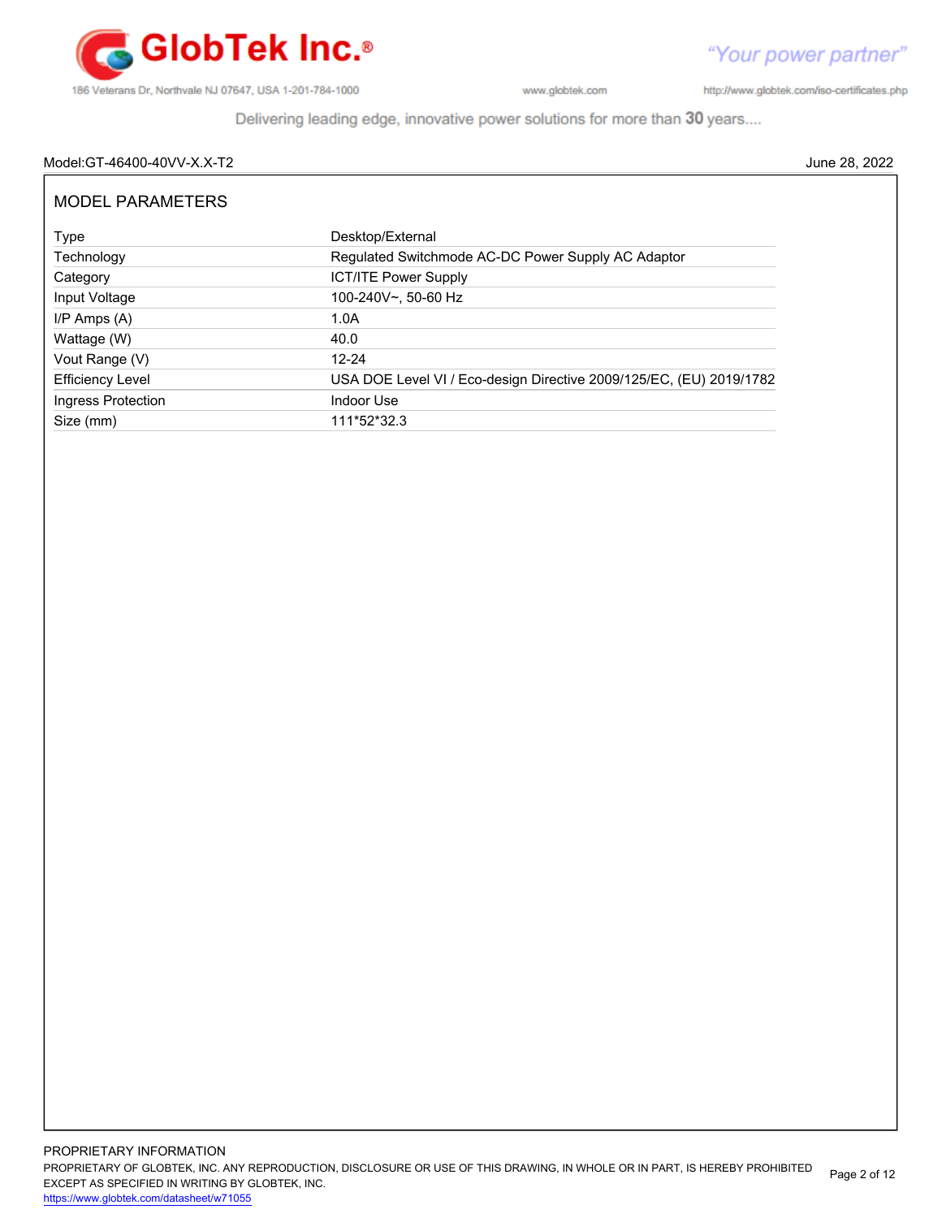Model:GT-46400-40VV-X.X-T2 June 28, 2022

## MODEL PARAMETERS

| Parameter | Value |
|---|---|
| Type | Desktop/External |
| Technology | Regulated Switchmode AC-DC Power Supply AC Adaptor |
| Category | ICT/ITE Power Supply |
| Input Voltage | 100-240V~, 50-60 Hz |
| I/P Amps (A) | 1.0A |
| Wattage (W) | 40.0 |
| Vout Range (V) | 12-24 |
| Efficiency Level | USA DOE Level VI / Eco-design Directive 2009/125/EC, (EU) 2019/1782 |
| Ingress Protection | Indoor Use |
| Size (mm) | 111*52*32.3 |

PROPRIETARY INFORMATION

PROPRIETARY OF GLOBTEK, INC. ANY REPRODUCTION, DISCLOSURE OR USE OF THIS DRAWING, IN WHOLE OR IN PART, IS HEREBY PROHIBITED EXCEPT AS SPECIFIED IN WRITING BY GLOBTEK, INC.

https://www.globtek.com/datasheet/w71055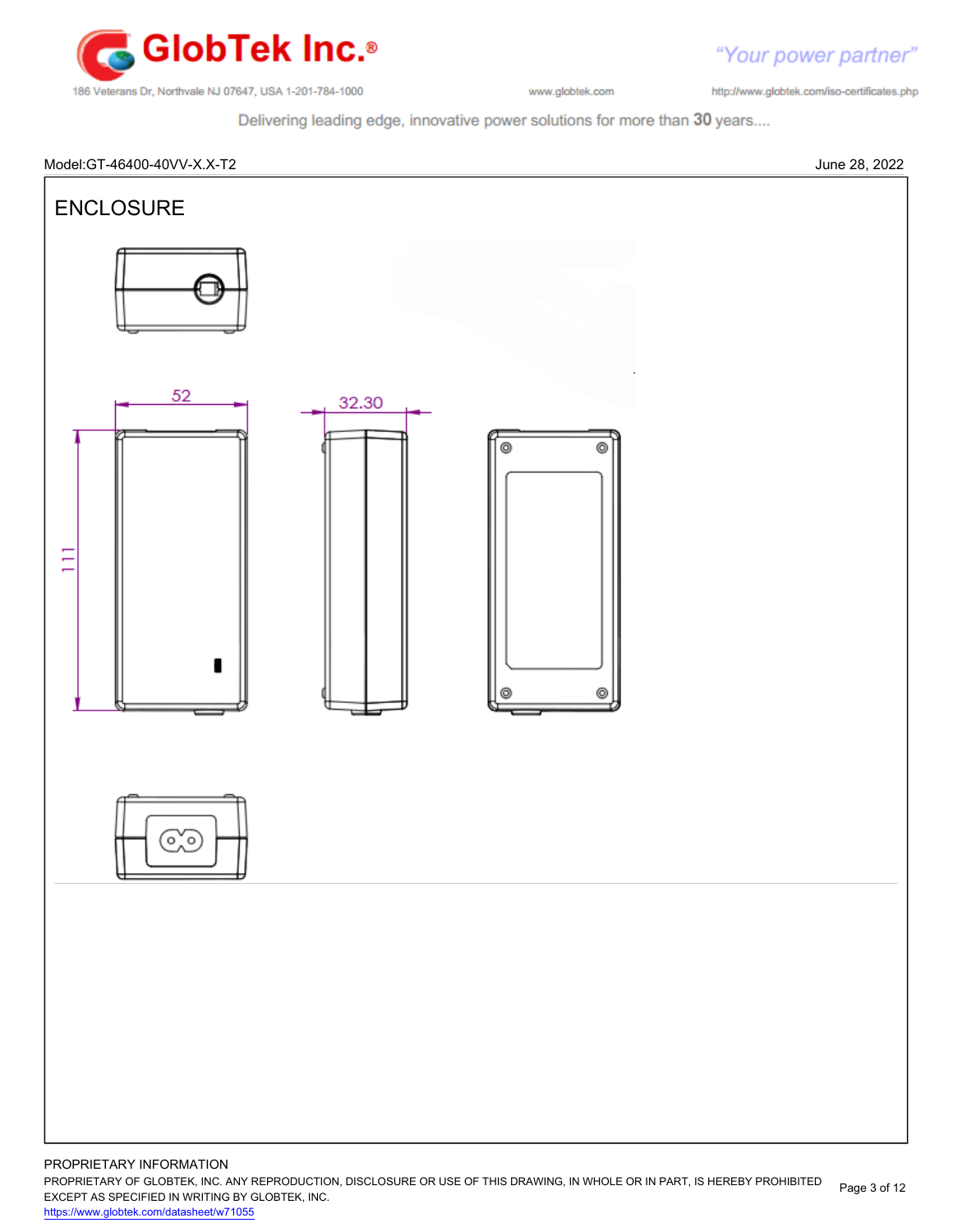Model:GT-46400-40VV-X.X-T2

June 28, 2022

# ENCLOSURE

52

32.30

111

PROPRIETARY INFORMATION

PROPRIETARY OF GLOBTEK, INC. ANY REPRODUCTION, DISCLOSURE OR USE OF THIS DRAWING, IN WHOLE OR IN PART, IS HEREBY PROHIBITED EXCEPT AS SPECIFIED IN WRITING BY GLOBTEK, INC.

https://www.globtek.com/datasheet/w71055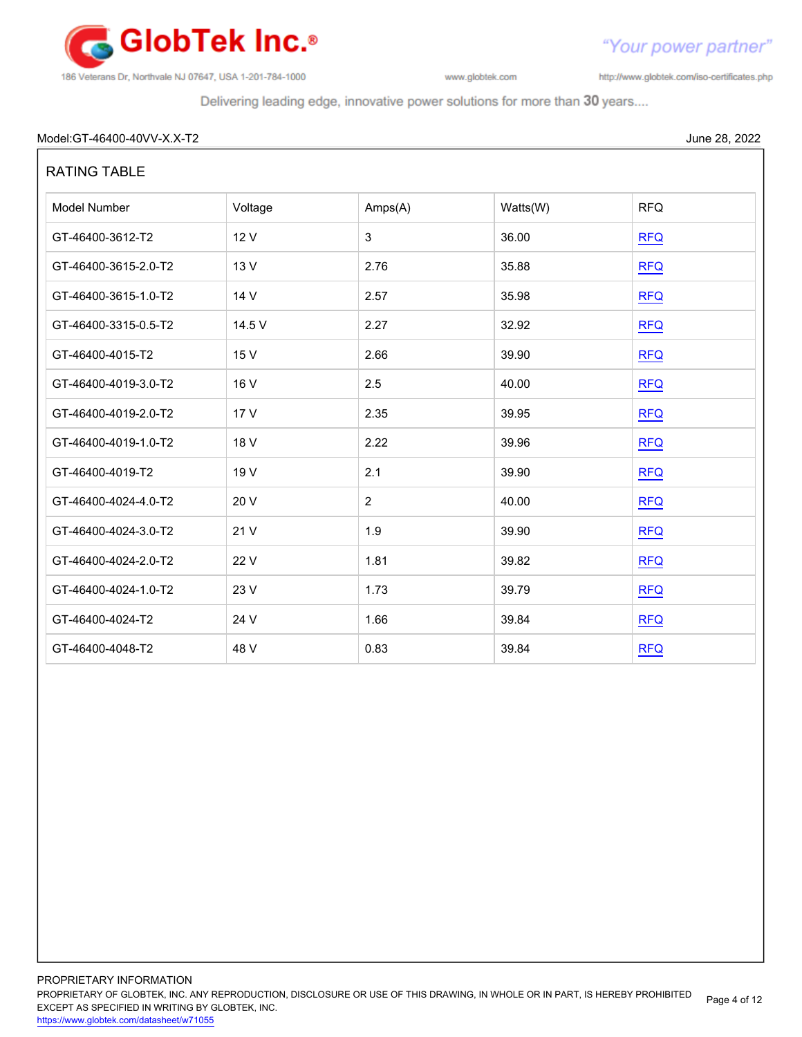Model:GT-46400-40VV-X.X-T2 June 28, 2022

## RATING TABLE

| Model Number | Voltage | Amps(A) | Watts(W) | RFQ |
|---|---|---|---|---|
| GT-46400-3612-T2 | 12 V | 3 | 36.00 | RFQ |
| GT-46400-3615-2.0-T2 | 13 V | 2.76 | 35.88 | RFQ |
| GT-46400-3615-1.0-T2 | 14 V | 2.57 | 35.98 | RFQ |
| GT-46400-3315-0.5-T2 | 14.5 V | 2.27 | 32.92 | RFQ |
| GT-46400-4015-T2 | 15 V | 2.66 | 39.90 | RFQ |
| GT-46400-4019-3.0-T2 | 16 V | 2.5 | 40.00 | RFQ |
| GT-46400-4019-2.0-T2 | 17 V | 2.35 | 39.95 | RFQ |
| GT-46400-4019-1.0-T2 | 18 V | 2.22 | 39.96 | RFQ |
| GT-46400-4019-T2 | 19 V | 2.1 | 39.90 | RFQ |
| GT-46400-4024-4.0-T2 | 20 V | 2 | 40.00 | RFQ |
| GT-46400-4024-3.0-T2 | 21 V | 1.9 | 39.90 | RFQ |
| GT-46400-4024-2.0-T2 | 22 V | 1.81 | 39.82 | RFQ |
| GT-46400-4024-1.0-T2 | 23 V | 1.73 | 39.79 | RFQ |
| GT-46400-4024-T2 | 24 V | 1.66 | 39.84 | RFQ |
| GT-46400-4048-T2 | 48 V | 0.83 | 39.84 | RFQ |

PROPRIETARY INFORMATION
PROPRIETARY OF GLOBTEK, INC. ANY REPRODUCTION, DISCLOSURE OR USE OF THIS DRAWING, IN WHOLE OR IN PART, IS HEREBY PROHIBITED EXCEPT AS SPECIFIED IN WRITING BY GLOBTEK, INC.
https://www.globtek.com/datasheet/w71055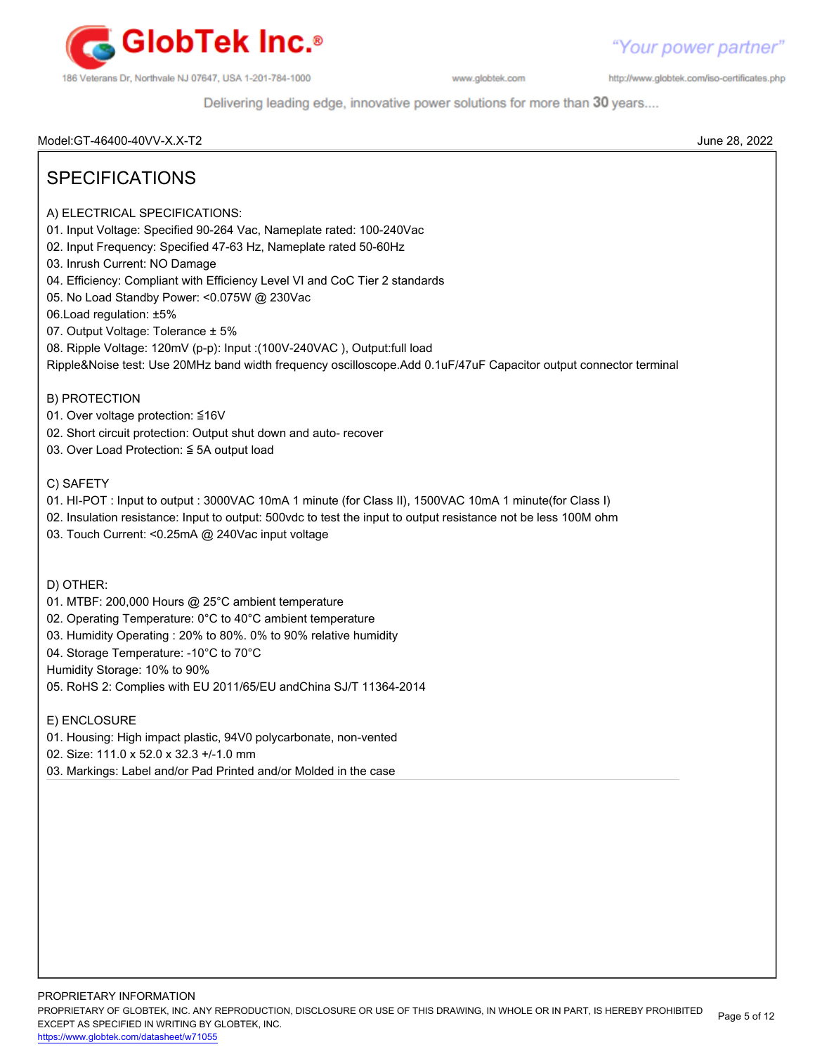Model:GT-46400-40VV-X.X-T2 June 28, 2022

# SPECIFICATIONS

A) ELECTRICAL SPECIFICATIONS:
01. Input Voltage: Specified 90-264 Vac, Nameplate rated: 100-240Vac
02. Input Frequency: Specified 47-63 Hz, Nameplate rated 50-60Hz
03. Inrush Current: NO Damage
04. Efficiency: Compliant with Efficiency Level VI and CoC Tier 2 standards
05. No Load Standby Power: <0.075W @ 230Vac
06.Load regulation: ±5%
07. Output Voltage: Tolerance ± 5%
08. Ripple Voltage: 120mV (p-p): Input :(100V-240VAC ), Output:full load
Ripple&Noise test: Use 20MHz band width frequency oscilloscope.Add 0.1uF/47uF Capacitor output connector terminal

B) PROTECTION
01. Over voltage protection: ≦16V
02. Short circuit protection: Output shut down and auto- recover
03. Over Load Protection: ≦ 5A output load

C) SAFETY
01. HI-POT : Input to output : 3000VAC 10mA 1 minute (for Class II), 1500VAC 10mA 1 minute(for Class I)
02. Insulation resistance: Input to output: 500vdc to test the input to output resistance not be less 100M ohm
03. Touch Current: <0.25mA @ 240Vac input voltage

D) OTHER:
01. MTBF: 200,000 Hours @ 25°C ambient temperature
02. Operating Temperature: 0°C to 40°C ambient temperature
03. Humidity Operating : 20% to 80%. 0% to 90% relative humidity
04. Storage Temperature: -10°C to 70°C
Humidity Storage: 10% to 90%
05. RoHS 2: Complies with EU 2011/65/EU andChina SJ/T 11364-2014

E) ENCLOSURE
01. Housing: High impact plastic, 94V0 polycarbonate, non-vented
02. Size: 111.0 x 52.0 x 32.3 +/-1.0 mm
03. Markings: Label and/or Pad Printed and/or Molded in the case

PROPRIETARY INFORMATION
PROPRIETARY OF GLOBTEK, INC. ANY REPRODUCTION, DISCLOSURE OR USE OF THIS DRAWING, IN WHOLE OR IN PART, IS HEREBY PROHIBITED EXCEPT AS SPECIFIED IN WRITING BY GLOBTEK, INC.
https://www.globtek.com/datasheet/w71055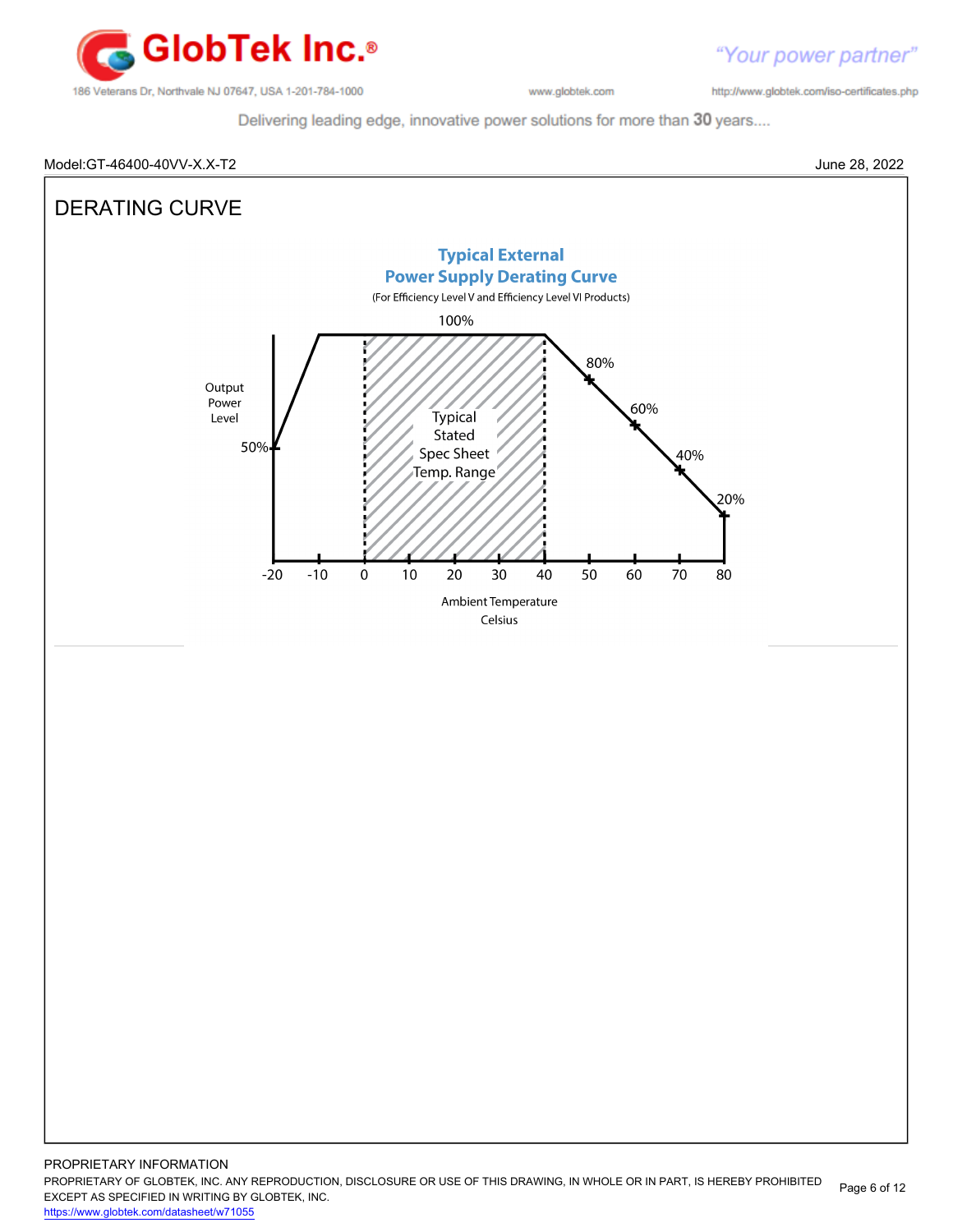Model:GT-46400-40VV-X.X-T2

June 28, 2022

# DERATING CURVE

**Typical External Power Supply Derating Curve**

(For Efficiency Level V and Efficiency Level VI Products)

100%

Output Power Level

50%

80%

60%

40%

20%

Typical Stated Spec Sheet Temp. Range

-20 -10 0 10 20 30 40 50 60 70 80

Ambient Temperature Celsius

PROPRIETARY INFORMATION

PROPRIETARY OF GLOBTEK, INC. ANY REPRODUCTION, DISCLOSURE OR USE OF THIS DRAWING, IN WHOLE OR IN PART, IS HEREBY PROHIBITED EXCEPT AS SPECIFIED IN WRITING BY GLOBTEK, INC.

https://www.globtek.com/datasheet/w71055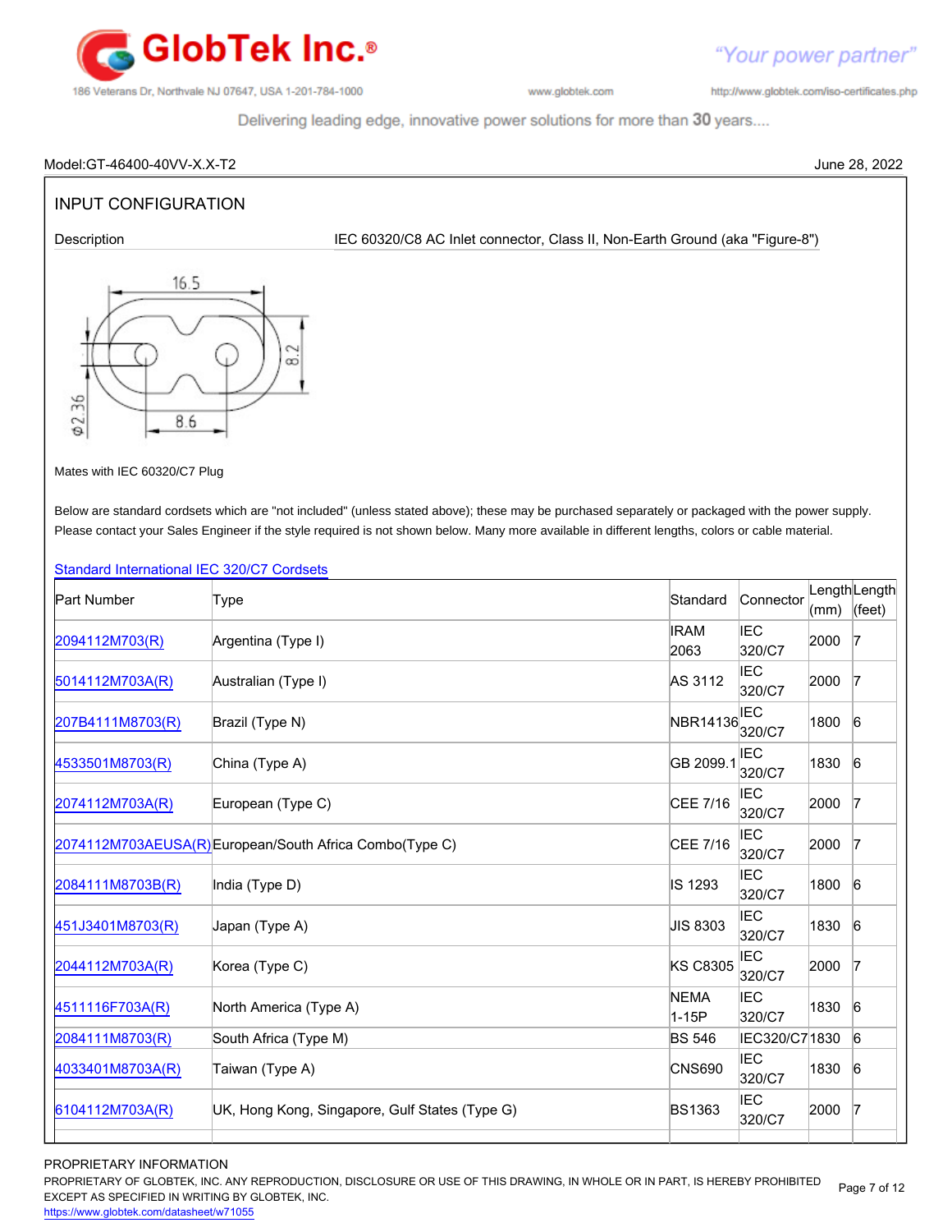Model:GT-46400-40VV-X.X-T2

June 28, 2022

## INPUT CONFIGURATION

Description IEC 60320/C8 AC Inlet connector, Class II, Non-Earth Ground (aka "Figure-8")

Mates with IEC 60320/C7 Plug

Below are standard cordsets which are "not included" (unless stated above); these may be purchased separately or packaged with the power supply. Please contact your Sales Engineer if the style required is not shown below. Many more available in different lengths, colors or cable material.

### Standard International IEC 320/C7 Cordsets

| Part Number | Type | Standard | Connector | Length (mm) | Length (feet) |
|---|---|---|---|---|---|
| 2094112M703(R) | Argentina (Type I) | IRAM 2063 | IEC 320/C7 | 2000 | 7 |
| 5014112M703A(R) | Australian (Type I) | AS 3112 | IEC 320/C7 | 2000 | 7 |
| 207B4111M8703(R) | Brazil (Type N) | NBR14136 | IEC 320/C7 | 1800 | 6 |
| 4533501M8703(R) | China (Type A) | GB 2099.1 | IEC 320/C7 | 1830 | 6 |
| 2074112M703A(R) | European (Type C) | CEE 7/16 | IEC 320/C7 | 2000 | 7 |
| 2074112M703AEUSA(R) | European/South Africa Combo(Type C) | CEE 7/16 | IEC 320/C7 | 2000 | 7 |
| 2084111M8703B(R) | India (Type D) | IS 1293 | IEC 320/C7 | 1800 | 6 |
| 451J3401M8703(R) | Japan (Type A) | JIS 8303 | IEC 320/C7 | 1830 | 6 |
| 2044112M703A(R) | Korea (Type C) | KS C8305 | IEC 320/C7 | 2000 | 7 |
| 4511116F703A(R) | North America (Type A) | NEMA 1-15P | IEC 320/C7 | 1830 | 6 |
| 2084111M8703(R) | South Africa (Type M) | BS 546 | IEC320/C7 | 1830 | 6 |
| 4033401M8703A(R) | Taiwan (Type A) | CNS690 | IEC 320/C7 | 1830 | 6 |
| 6104112M703A(R) | UK, Hong Kong, Singapore, Gulf States (Type G) | BS1363 | IEC 320/C7 | 2000 | 7 |

PROPRIETARY INFORMATION
PROPRIETARY OF GLOBTEK, INC. ANY REPRODUCTION, DISCLOSURE OR USE OF THIS DRAWING, IN WHOLE OR IN PART, IS HEREBY PROHIBITED EXCEPT AS SPECIFIED IN WRITING BY GLOBTEK, INC.
https://www.globtek.com/datasheet/w71055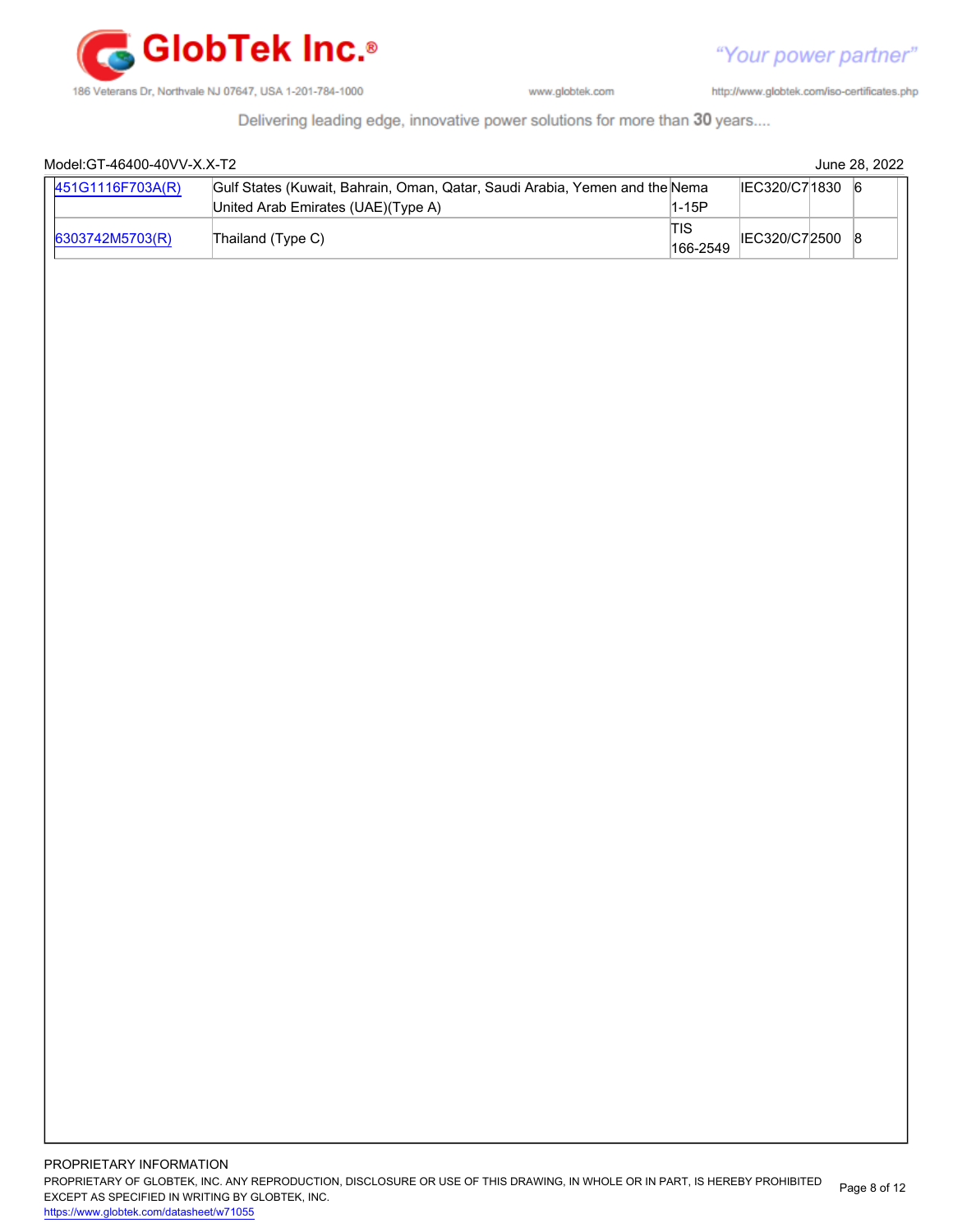Model:GT-46400-40VV-X.X-T2 June 28, 2022

| | | | | | | |
|---|---|---|---|---|---|---|
| 451G1116F703A(R) | Gulf States (Kuwait, Bahrain, Oman, Qatar, Saudi Arabia, Yemen and the United Arab Emirates (UAE)(Type A) | Nema 1-15P | IEC320/C7 | 1830 | 6 | |
| 6303742M5703(R) | Thailand (Type C) | TIS 166-2549 | IEC320/C7 | 2500 | 8 | |

PROPRIETARY INFORMATION
PROPRIETARY OF GLOBTEK, INC. ANY REPRODUCTION, DISCLOSURE OR USE OF THIS DRAWING, IN WHOLE OR IN PART, IS HEREBY PROHIBITED EXCEPT AS SPECIFIED IN WRITING BY GLOBTEK, INC.
https://www.globtek.com/datasheet/w71055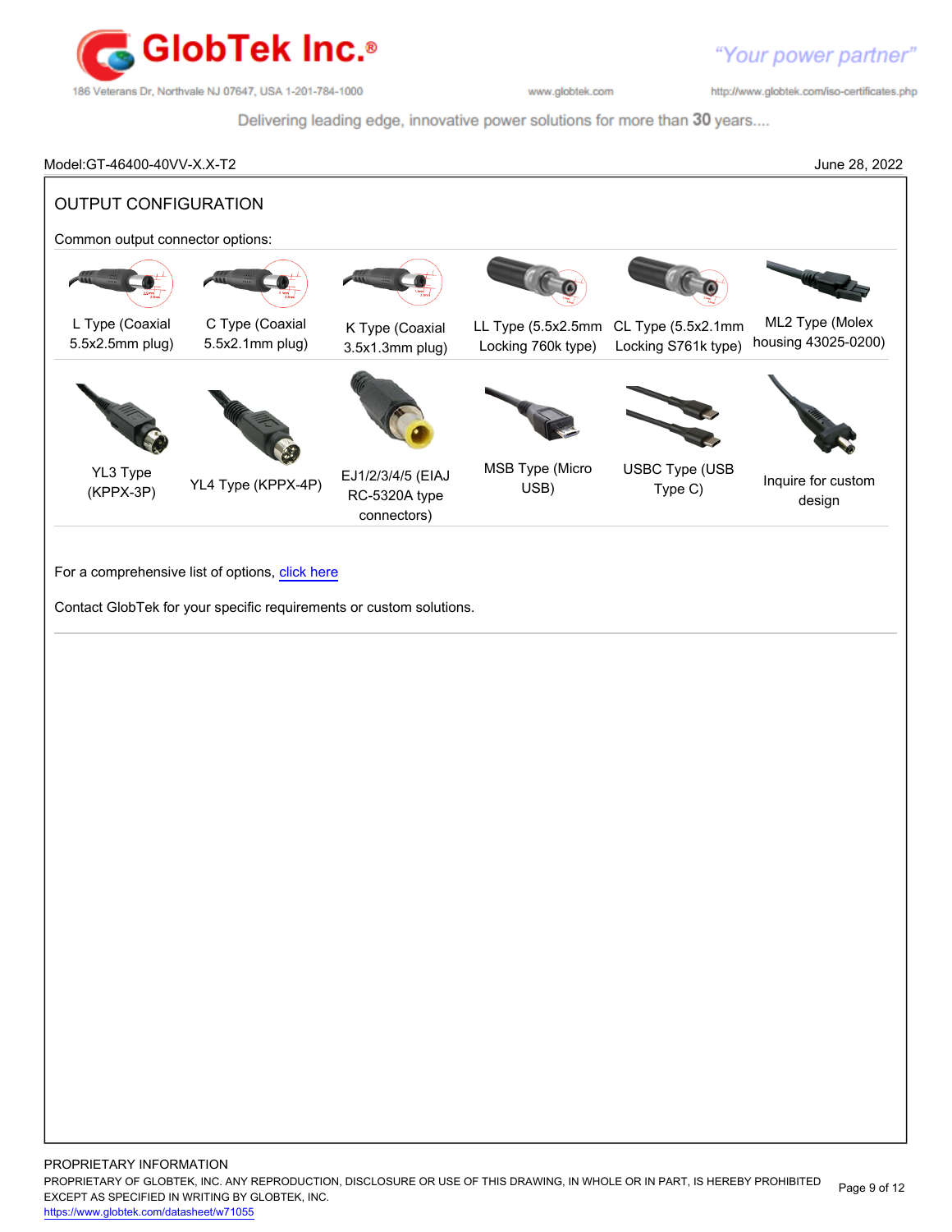Model:GT-46400-40VV-X.X-T2 June 28, 2022

## OUTPUT CONFIGURATION

Common output connector options:

| | | | | | |
|---|---|---|---|---|---|
| L Type (Coaxial 5.5x2.5mm plug) | C Type (Coaxial 5.5x2.1mm plug) | K Type (Coaxial 3.5x1.3mm plug) | LL Type (5.5x2.5mm Locking 760k type) | CL Type (5.5x2.1mm Locking S761k type) | ML2 Type (Molex housing 43025-0200) |
| YL3 Type (KPPX-3P) | YL4 Type (KPPX-4P) | EJ1/2/3/4/5 (EIAJ RC-5320A type connectors) | MSB Type (Micro USB) | USBC Type (USB Type C) | Inquire for custom design |

For a comprehensive list of options, click here

Contact GlobTek for your specific requirements or custom solutions.

PROPRIETARY INFORMATION
PROPRIETARY OF GLOBTEK, INC. ANY REPRODUCTION, DISCLOSURE OR USE OF THIS DRAWING, IN WHOLE OR IN PART, IS HEREBY PROHIBITED EXCEPT AS SPECIFIED IN WRITING BY GLOBTEK, INC.
https://www.globtek.com/datasheet/w71055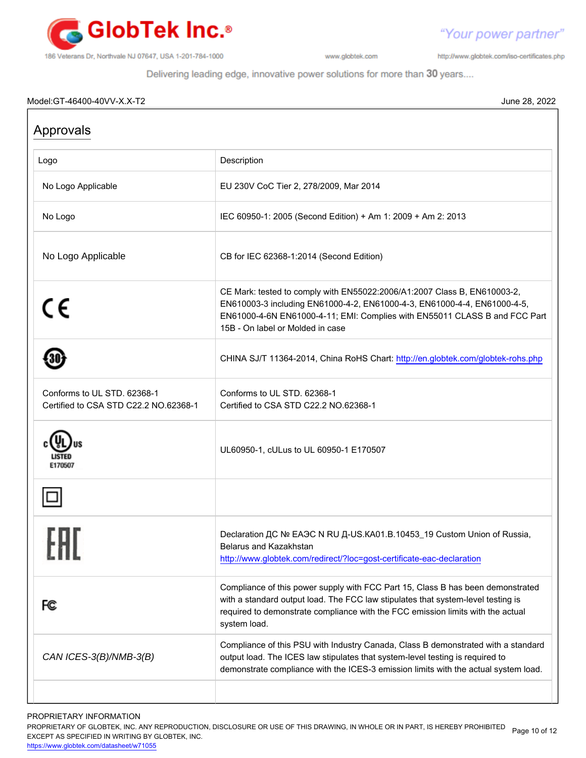Model:GT-46400-40VV-X.X-T2 June 28, 2022

## Approvals

| Logo | Description |
| --- | --- |
| No Logo Applicable | EU 230V CoC Tier 2, 278/2009, Mar 2014 |
| No Logo | IEC 60950-1: 2005 (Second Edition) + Am 1: 2009 + Am 2: 2013 |
| No Logo Applicable | CB for IEC 62368-1:2014 (Second Edition) |
| CE | CE Mark: tested to comply with EN55022:2006/A1:2007 Class B, EN610003-2, EN610003-3 including EN61000-4-2, EN61000-4-3, EN61000-4-4, EN61000-4-5, EN61000-4-6N EN61000-4-11; EMI: Complies with EN55011 CLASS B and FCC Part 15B - On label or Molded in case |
| 30 | CHINA SJ/T 11364-2014, China RoHS Chart: http://en.globtek.com/globtek-rohs.php |
| Conforms to UL STD. 62368-1<br>Certified to CSA STD C22.2 NO.62368-1 | Conforms to UL STD. 62368-1<br>Certified to CSA STD C22.2 NO.62368-1 |
| c UL us LISTED E170507 | UL60950-1, cULus to UL 60950-1 E170507 |
| ⧈ | |
| EAC | Declaration ДС № ЕАЭС N RU Д-US.КА01.В.10453_19 Custom Union of Russia, Belarus and Kazakhstan<br>http://www.globtek.com/redirect/?loc=gost-certificate-eac-declaration |
| FC | Compliance of this power supply with FCC Part 15, Class B has been demonstrated with a standard output load. The FCC law stipulates that system-level testing is required to demonstrate compliance with the FCC emission limits with the actual system load. |
| *CAN ICES-3(B)/NMB-3(B)* | Compliance of this PSU with Industry Canada, Class B demonstrated with a standard output load. The ICES law stipulates that system-level testing is required to demonstrate compliance with the ICES-3 emission limits with the actual system load. |
| | |

PROPRIETARY INFORMATION
PROPRIETARY OF GLOBTEK, INC. ANY REPRODUCTION, DISCLOSURE OR USE OF THIS DRAWING, IN WHOLE OR IN PART, IS HEREBY PROHIBITED EXCEPT AS SPECIFIED IN WRITING BY GLOBTEK, INC.
https://www.globtek.com/datasheet/w71055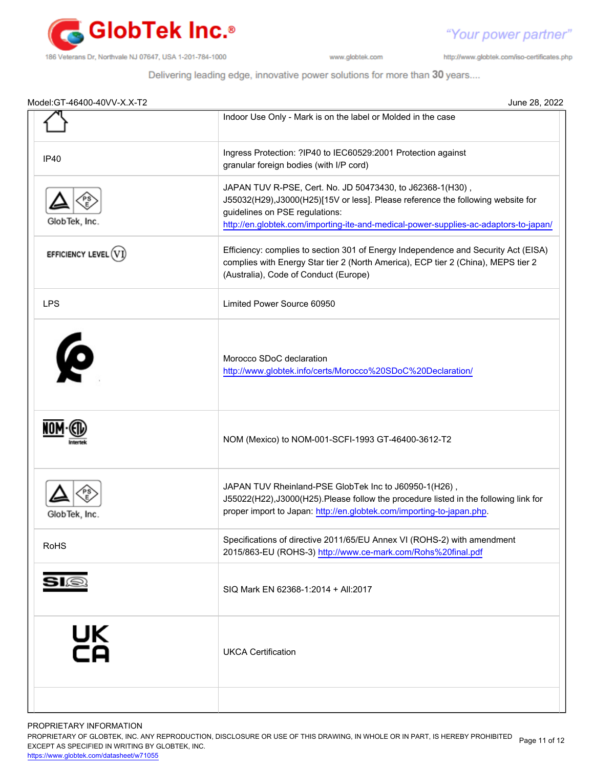Model:GT-46400-40VV-X.X-T2 June 28, 2022

| | |
|---|---|
| | Indoor Use Only - Mark is on the label or Molded in the case |
| IP40 | Ingress Protection: ?IP40 to IEC60529:2001 Protection against granular foreign bodies (with I/P cord) |
| GlobTek, Inc. | JAPAN TUV R-PSE, Cert. No. JD 50473430, to J62368-1(H30) , J55032(H29),J3000(H25)[15V or less]. Please reference the following website for guidelines on PSE regulations: http://en.globtek.com/importing-ite-and-medical-power-supplies-ac-adaptors-to-japan/ |
| EFFICIENCY LEVEL VI | Efficiency: complies to section 301 of Energy Independence and Security Act (EISA) complies with Energy Star tier 2 (North America), ECP tier 2 (China), MEPS tier 2 (Australia), Code of Conduct (Europe) |
| LPS | Limited Power Source 60950 |
| | Morocco SDoC declaration http://www.globtek.info/certs/Morocco%20SDoC%20Declaration/ |
| NOM · ETL Intertek | NOM (Mexico) to NOM-001-SCFI-1993 GT-46400-3612-T2 |
| GlobTek, Inc. | JAPAN TUV Rheinland-PSE GlobTek Inc to J60950-1(H26) , J55022(H22),J3000(H25).Please follow the procedure listed in the following link for proper import to Japan: http://en.globtek.com/importing-to-japan.php. |
| RoHS | Specifications of directive 2011/65/EU Annex VI (ROHS-2) with amendment 2015/863-EU (ROHS-3) http://www.ce-mark.com/Rohs%20final.pdf |
| SIQ | SIQ Mark EN 62368-1:2014 + All:2017 |
| UK CA | UKCA Certification |
| | |

PROPRIETARY INFORMATION
PROPRIETARY OF GLOBTEK, INC. ANY REPRODUCTION, DISCLOSURE OR USE OF THIS DRAWING, IN WHOLE OR IN PART, IS HEREBY PROHIBITED EXCEPT AS SPECIFIED IN WRITING BY GLOBTEK, INC.
https://www.globtek.com/datasheet/w71055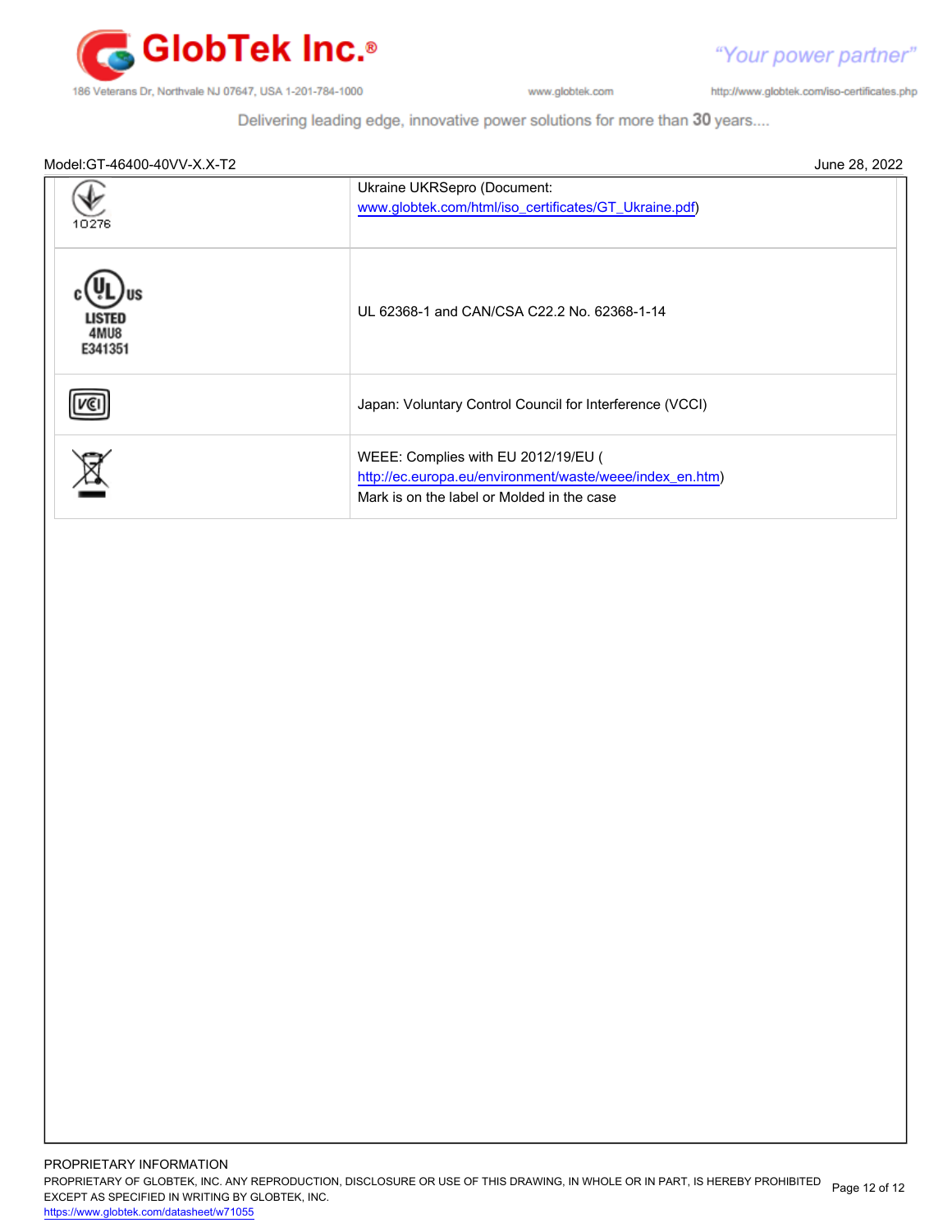Model:GT-46400-40VV-X.X-T2 June 28, 2022

| | |
|---|---|
| 10276 | Ukraine UKRSepro (Document: www.globtek.com/html/iso_certificates/GT_Ukraine.pdf) |
| c UL us LISTED 4MU8 E341351 | UL 62368-1 and CAN/CSA C22.2 No. 62368-1-14 |
| VCI | Japan: Voluntary Control Council for Interference (VCCI) |
| | WEEE: Complies with EU 2012/19/EU ( http://ec.europa.eu/environment/waste/weee/index_en.htm) Mark is on the label or Molded in the case |

PROPRIETARY INFORMATION
PROPRIETARY OF GLOBTEK, INC. ANY REPRODUCTION, DISCLOSURE OR USE OF THIS DRAWING, IN WHOLE OR IN PART, IS HEREBY PROHIBITED EXCEPT AS SPECIFIED IN WRITING BY GLOBTEK, INC.
https://www.globtek.com/datasheet/w71055